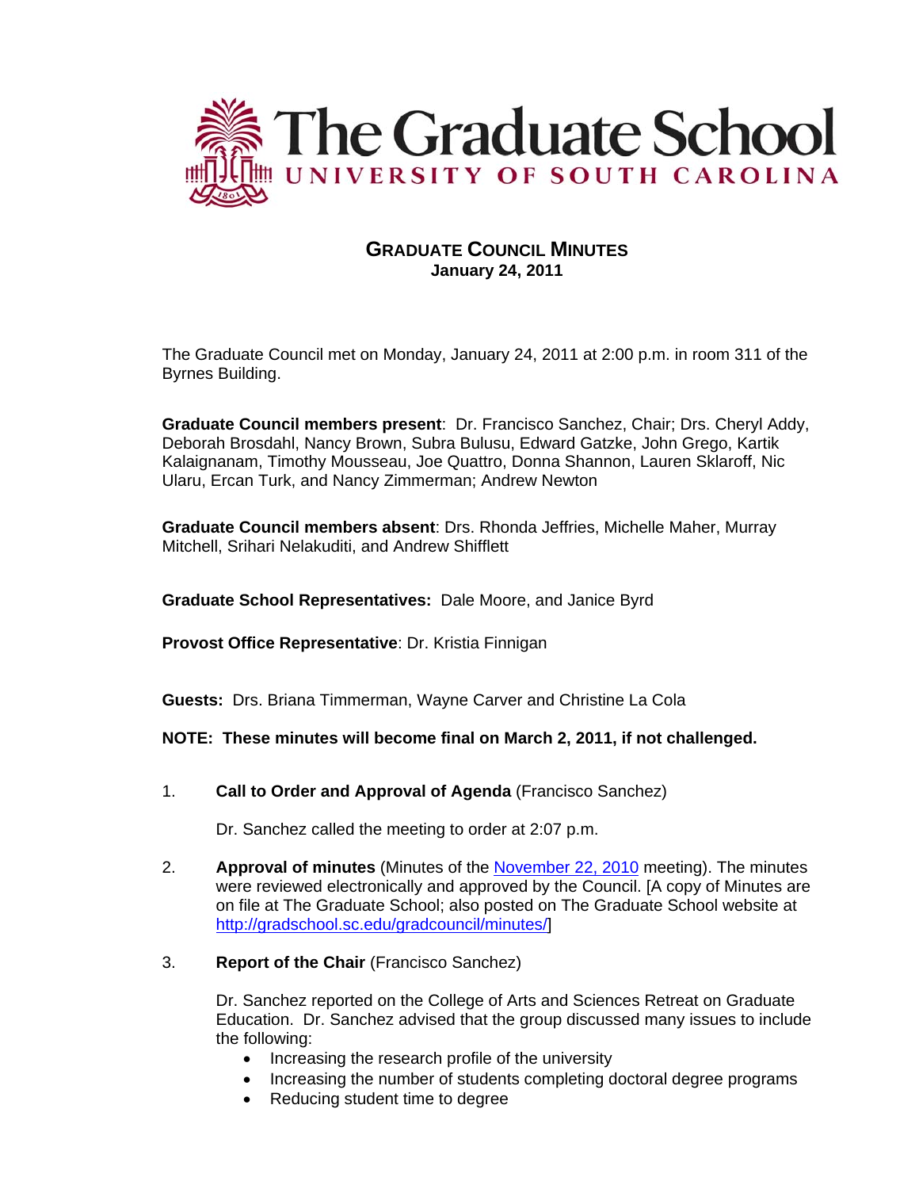# The Graduate School
UNIVERSITY OF SOUTH CAROLINA

## GRADUATE COUNCIL MINUTES
**January 24, 2011**

The Graduate Council met on Monday, January 24, 2011 at 2:00 p.m. in room 311 of the Byrnes Building.

**Graduate Council members present**: Dr. Francisco Sanchez, Chair; Drs. Cheryl Addy, Deborah Brosdahl, Nancy Brown, Subra Bulusu, Edward Gatzke, John Grego, Kartik Kalaignanam, Timothy Mousseau, Joe Quattro, Donna Shannon, Lauren Sklaroff, Nic Ularu, Ercan Turk, and Nancy Zimmerman; Andrew Newton

**Graduate Council members absent**: Drs. Rhonda Jeffries, Michelle Maher, Murray Mitchell, Srihari Nelakuditi, and Andrew Shifflett

**Graduate School Representatives:** Dale Moore, and Janice Byrd

**Provost Office Representative**: Dr. Kristia Finnigan

**Guests:** Drs. Briana Timmerman, Wayne Carver and Christine La Cola

**NOTE: These minutes will become final on March 2, 2011, if not challenged.**

1. **Call to Order and Approval of Agenda** (Francisco Sanchez)

   Dr. Sanchez called the meeting to order at 2:07 p.m.

2. **Approval of minutes** (Minutes of the November 22, 2010 meeting). The minutes were reviewed electronically and approved by the Council. [A copy of Minutes are on file at The Graduate School; also posted on The Graduate School website at http://gradschool.sc.edu/gradcouncil/minutes/]

3. **Report of the Chair** (Francisco Sanchez)

   Dr. Sanchez reported on the College of Arts and Sciences Retreat on Graduate Education. Dr. Sanchez advised that the group discussed many issues to include the following:
   - Increasing the research profile of the university
   - Increasing the number of students completing doctoral degree programs
   - Reducing student time to degree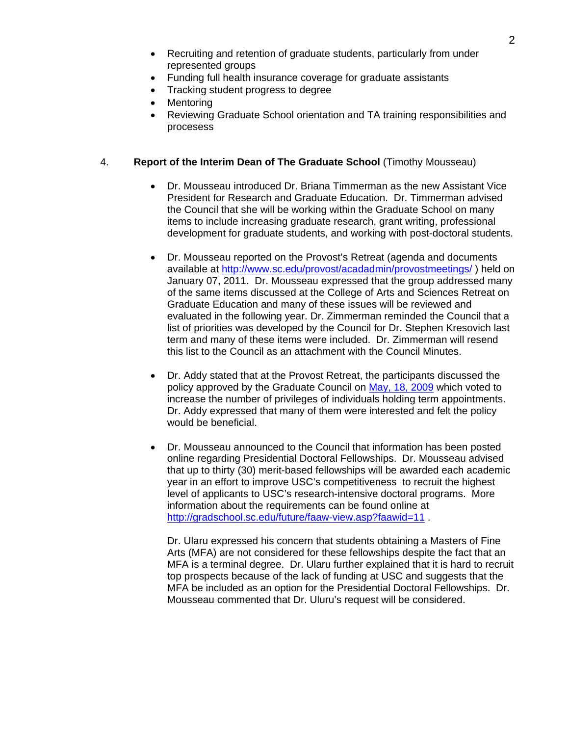- Recruiting and retention of graduate students, particularly from under represented groups
- Funding full health insurance coverage for graduate assistants
- Tracking student progress to degree
- Mentoring
- Reviewing Graduate School orientation and TA training responsibilities and processess

4. **Report of the Interim Dean of The Graduate School** (Timothy Mousseau)

- Dr. Mousseau introduced Dr. Briana Timmerman as the new Assistant Vice President for Research and Graduate Education. Dr. Timmerman advised the Council that she will be working within the Graduate School on many items to include increasing graduate research, grant writing, professional development for graduate students, and working with post-doctoral students.

- Dr. Mousseau reported on the Provost's Retreat (agenda and documents available at http://www.sc.edu/provost/acadadmin/provostmeetings/ ) held on January 07, 2011. Dr. Mousseau expressed that the group addressed many of the same items discussed at the College of Arts and Sciences Retreat on Graduate Education and many of these issues will be reviewed and evaluated in the following year. Dr. Zimmerman reminded the Council that a list of priorities was developed by the Council for Dr. Stephen Kresovich last term and many of these items were included. Dr. Zimmerman will resend this list to the Council as an attachment with the Council Minutes.

- Dr. Addy stated that at the Provost Retreat, the participants discussed the policy approved by the Graduate Council on May, 18, 2009 which voted to increase the number of privileges of individuals holding term appointments. Dr. Addy expressed that many of them were interested and felt the policy would be beneficial.

- Dr. Mousseau announced to the Council that information has been posted online regarding Presidential Doctoral Fellowships. Dr. Mousseau advised that up to thirty (30) merit-based fellowships will be awarded each academic year in an effort to improve USC's competitiveness to recruit the highest level of applicants to USC's research-intensive doctoral programs. More information about the requirements can be found online at http://gradschool.sc.edu/future/faaw-view.asp?faawid=11 .

  Dr. Ularu expressed his concern that students obtaining a Masters of Fine Arts (MFA) are not considered for these fellowships despite the fact that an MFA is a terminal degree. Dr. Ularu further explained that it is hard to recruit top prospects because of the lack of funding at USC and suggests that the MFA be included as an option for the Presidential Doctoral Fellowships. Dr. Mousseau commented that Dr. Uluru's request will be considered.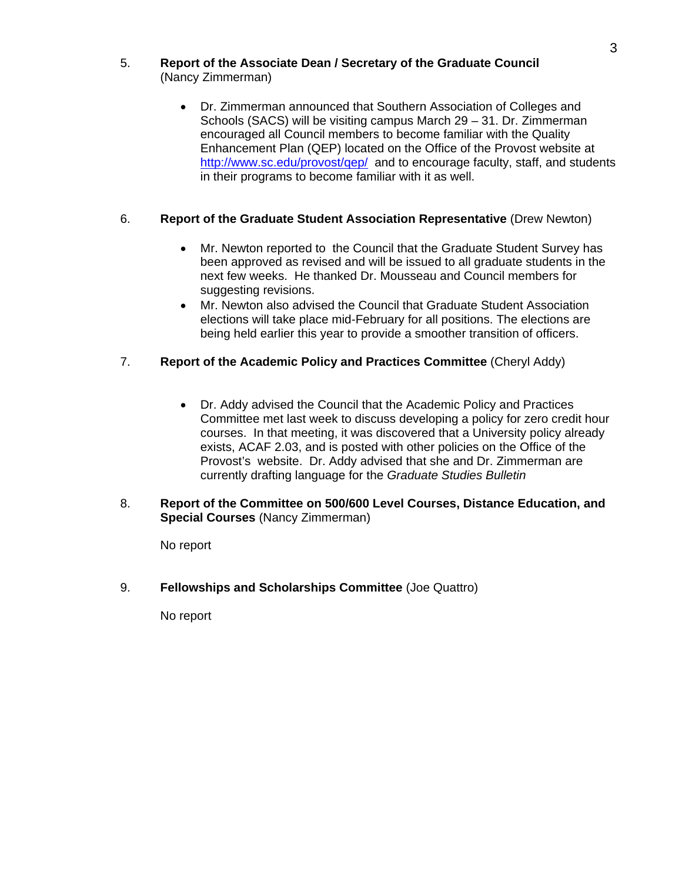5. **Report of the Associate Dean / Secretary of the Graduate Council** (Nancy Zimmerman)

- Dr. Zimmerman announced that Southern Association of Colleges and Schools (SACS) will be visiting campus March 29 – 31. Dr. Zimmerman encouraged all Council members to become familiar with the Quality Enhancement Plan (QEP) located on the Office of the Provost website at [http://www.sc.edu/provost/qep/](http://www.sc.edu/provost/qep/) and to encourage faculty, staff, and students in their programs to become familiar with it as well.

6. **Report of the Graduate Student Association Representative** (Drew Newton)

- Mr. Newton reported to the Council that the Graduate Student Survey has been approved as revised and will be issued to all graduate students in the next few weeks. He thanked Dr. Mousseau and Council members for suggesting revisions.
- Mr. Newton also advised the Council that Graduate Student Association elections will take place mid-February for all positions. The elections are being held earlier this year to provide a smoother transition of officers.

7. **Report of the Academic Policy and Practices Committee** (Cheryl Addy)

- Dr. Addy advised the Council that the Academic Policy and Practices Committee met last week to discuss developing a policy for zero credit hour courses. In that meeting, it was discovered that a University policy already exists, ACAF 2.03, and is posted with other policies on the Office of the Provost's website. Dr. Addy advised that she and Dr. Zimmerman are currently drafting language for the *Graduate Studies Bulletin*

8. **Report of the Committee on 500/600 Level Courses, Distance Education, and Special Courses** (Nancy Zimmerman)

No report

9. **Fellowships and Scholarships Committee** (Joe Quattro)

No report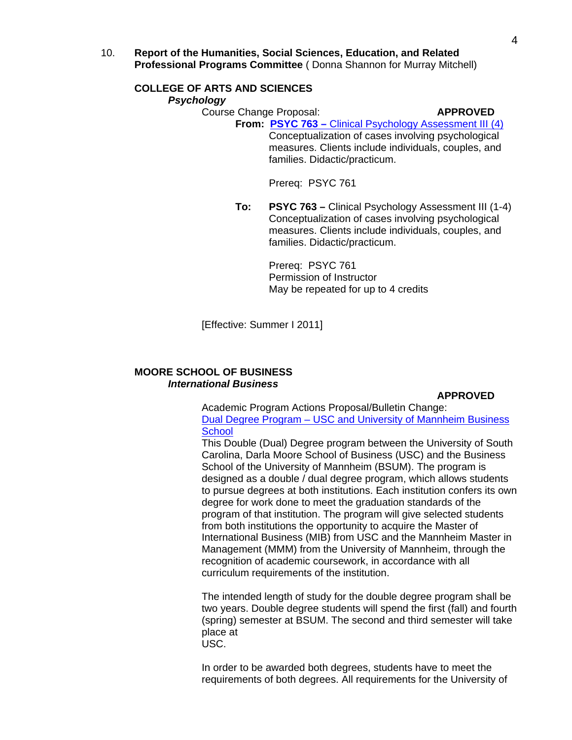10. **Report of the Humanities, Social Sciences, Education, and Related Professional Programs Committee** ( Donna Shannon for Murray Mitchell)

**COLLEGE OF ARTS AND SCIENCES**

***Psychology***

Course Change Proposal: **APPROVED**

**From: PSYC 763 –** Clinical Psychology Assessment III (4)
Conceptualization of cases involving psychological measures. Clients include individuals, couples, and families. Didactic/practicum.

Prereq: PSYC 761

**To: PSYC 763 –** Clinical Psychology Assessment III (1-4)
Conceptualization of cases involving psychological measures. Clients include individuals, couples, and families. Didactic/practicum.

Prereq: PSYC 761
Permission of Instructor
May be repeated for up to 4 credits

[Effective: Summer I 2011]

**MOORE SCHOOL OF BUSINESS**

***International Business***

**APPROVED**

Academic Program Actions Proposal/Bulletin Change:
Dual Degree Program – USC and University of Mannheim Business School

This Double (Dual) Degree program between the University of South Carolina, Darla Moore School of Business (USC) and the Business School of the University of Mannheim (BSUM). The program is designed as a double / dual degree program, which allows students to pursue degrees at both institutions. Each institution confers its own degree for work done to meet the graduation standards of the program of that institution. The program will give selected students from both institutions the opportunity to acquire the Master of International Business (MIB) from USC and the Mannheim Master in Management (MMM) from the University of Mannheim, through the recognition of academic coursework, in accordance with all curriculum requirements of the institution.

The intended length of study for the double degree program shall be two years. Double degree students will spend the first (fall) and fourth (spring) semester at BSUM. The second and third semester will take place at USC.

In order to be awarded both degrees, students have to meet the requirements of both degrees. All requirements for the University of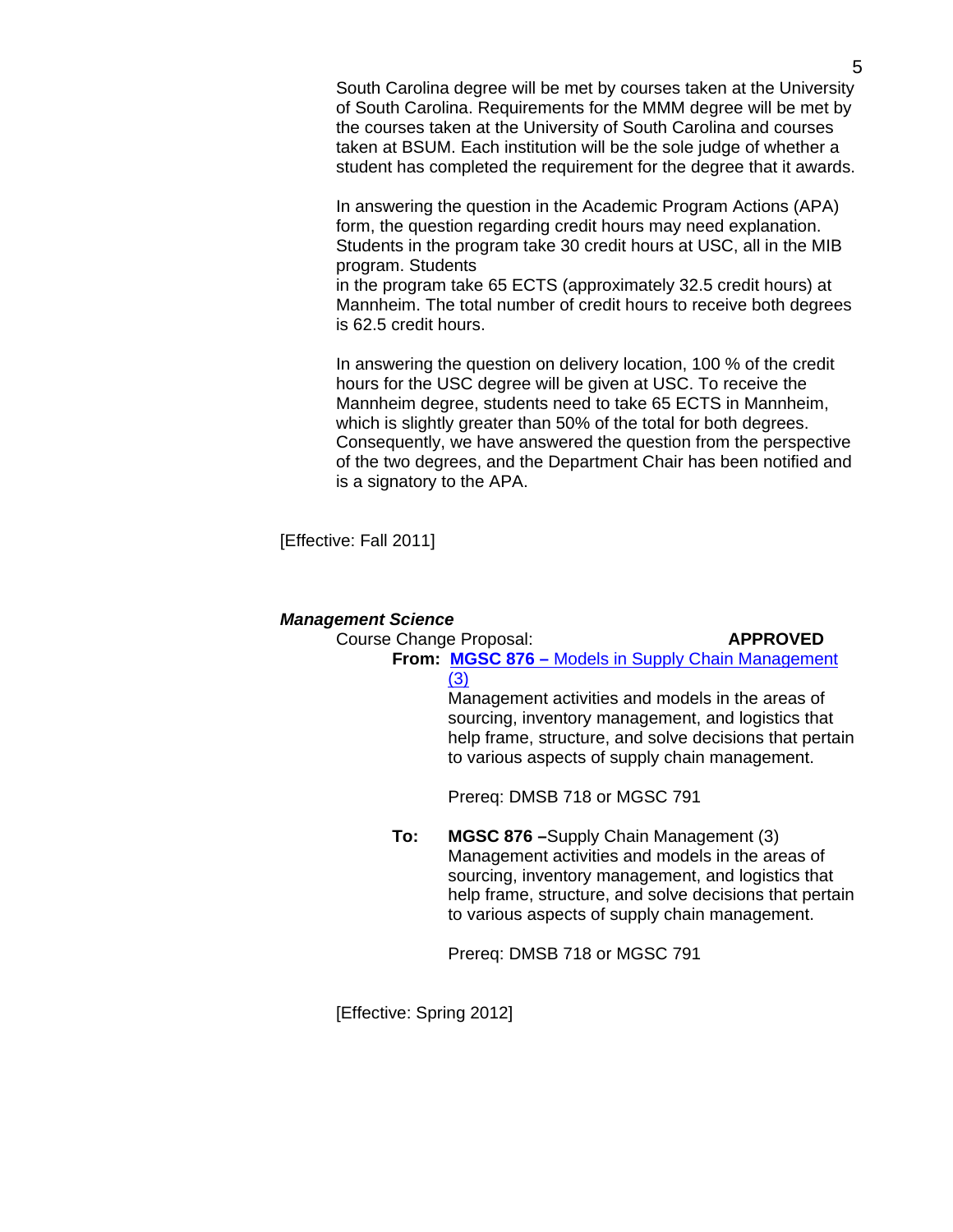South Carolina degree will be met by courses taken at the University of South Carolina. Requirements for the MMM degree will be met by the courses taken at the University of South Carolina and courses taken at BSUM. Each institution will be the sole judge of whether a student has completed the requirement for the degree that it awards.

In answering the question in the Academic Program Actions (APA) form, the question regarding credit hours may need explanation. Students in the program take 30 credit hours at USC, all in the MIB program. Students in the program take 65 ECTS (approximately 32.5 credit hours) at Mannheim. The total number of credit hours to receive both degrees is 62.5 credit hours.

In answering the question on delivery location, 100 % of the credit hours for the USC degree will be given at USC. To receive the Mannheim degree, students need to take 65 ECTS in Mannheim, which is slightly greater than 50% of the total for both degrees. Consequently, we have answered the question from the perspective of the two degrees, and the Department Chair has been notified and is a signatory to the APA.

[Effective: Fall 2011]

***Management Science***

Course Change Proposal: **APPROVED**

**From:** **MGSC 876 –** Models in Supply Chain Management (3)

Management activities and models in the areas of sourcing, inventory management, and logistics that help frame, structure, and solve decisions that pertain to various aspects of supply chain management.

Prereq: DMSB 718 or MGSC 791

**To:** **MGSC 876 –**Supply Chain Management (3)

Management activities and models in the areas of sourcing, inventory management, and logistics that help frame, structure, and solve decisions that pertain to various aspects of supply chain management.

Prereq: DMSB 718 or MGSC 791

[Effective: Spring 2012]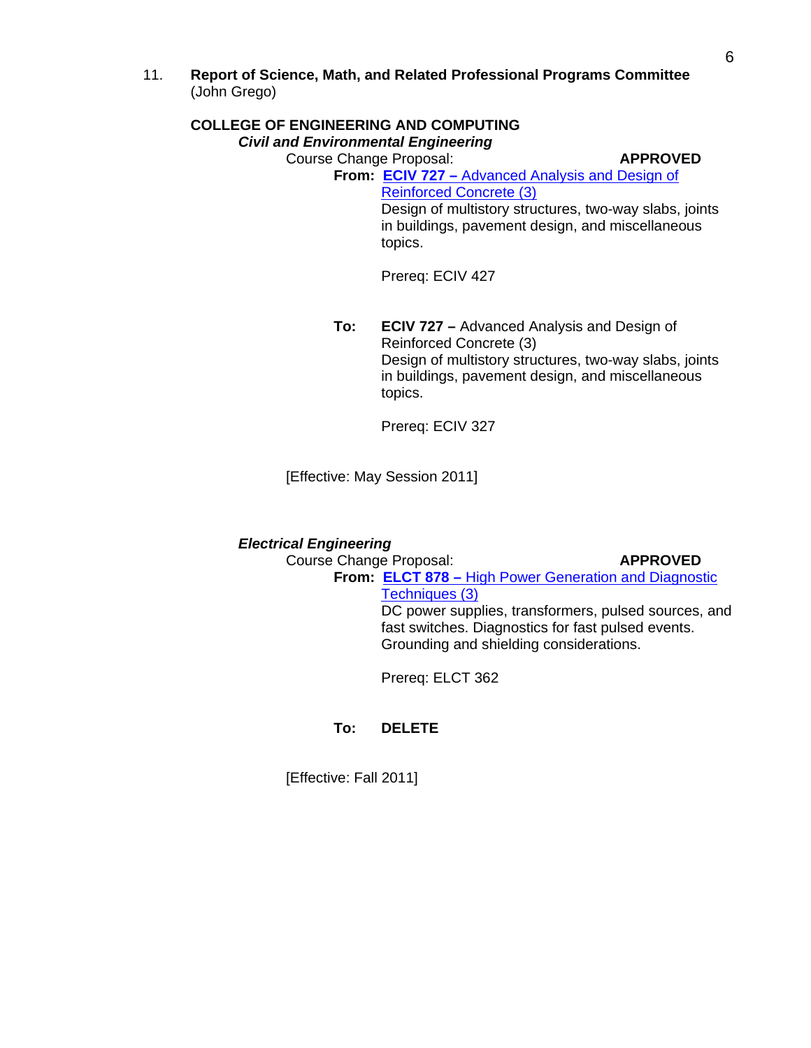11. **Report of Science, Math, and Related Professional Programs Committee** (John Grego)

**COLLEGE OF ENGINEERING AND COMPUTING**

***Civil and Environmental Engineering***

Course Change Proposal: **APPROVED**

**From:** **ECIV 727 –** Advanced Analysis and Design of Reinforced Concrete (3)
Design of multistory structures, two-way slabs, joints in buildings, pavement design, and miscellaneous topics.

Prereq: ECIV 427

**To:** **ECIV 727 –** Advanced Analysis and Design of Reinforced Concrete (3)
Design of multistory structures, two-way slabs, joints in buildings, pavement design, and miscellaneous topics.

Prereq: ECIV 327

[Effective: May Session 2011]

***Electrical Engineering***

Course Change Proposal: **APPROVED**

**From:** **ELCT 878 –** High Power Generation and Diagnostic Techniques (3)
DC power supplies, transformers, pulsed sources, and fast switches. Diagnostics for fast pulsed events. Grounding and shielding considerations.

Prereq: ELCT 362

**To:** **DELETE**

[Effective: Fall 2011]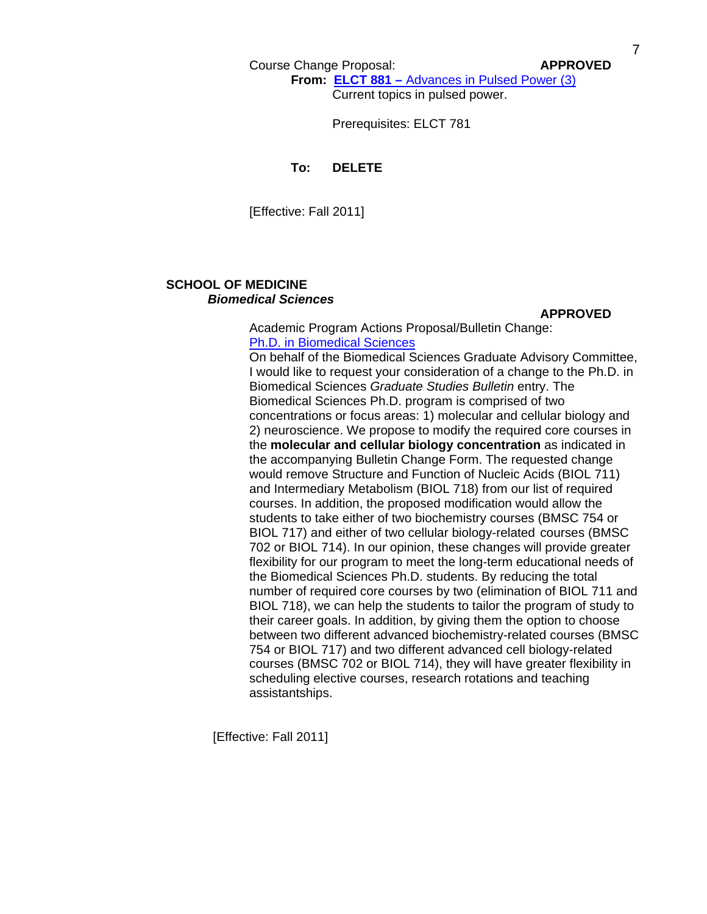Course Change Proposal: **APPROVED**

**From:** **ELCT 881 –** Advances in Pulsed Power (3)
Current topics in pulsed power.

Prerequisites: ELCT 781

**To:** **DELETE**

[Effective: Fall 2011]

## SCHOOL OF MEDICINE

### *Biomedical Sciences*

**APPROVED**

Academic Program Actions Proposal/Bulletin Change:
Ph.D. in Biomedical Sciences

On behalf of the Biomedical Sciences Graduate Advisory Committee, I would like to request your consideration of a change to the Ph.D. in Biomedical Sciences *Graduate Studies Bulletin* entry. The Biomedical Sciences Ph.D. program is comprised of two concentrations or focus areas: 1) molecular and cellular biology and 2) neuroscience. We propose to modify the required core courses in the **molecular and cellular biology concentration** as indicated in the accompanying Bulletin Change Form. The requested change would remove Structure and Function of Nucleic Acids (BIOL 711) and Intermediary Metabolism (BIOL 718) from our list of required courses. In addition, the proposed modification would allow the students to take either of two biochemistry courses (BMSC 754 or BIOL 717) and either of two cellular biology-related courses (BMSC 702 or BIOL 714). In our opinion, these changes will provide greater flexibility for our program to meet the long-term educational needs of the Biomedical Sciences Ph.D. students. By reducing the total number of required core courses by two (elimination of BIOL 711 and BIOL 718), we can help the students to tailor the program of study to their career goals. In addition, by giving them the option to choose between two different advanced biochemistry-related courses (BMSC 754 or BIOL 717) and two different advanced cell biology-related courses (BMSC 702 or BIOL 714), they will have greater flexibility in scheduling elective courses, research rotations and teaching assistantships.

[Effective: Fall 2011]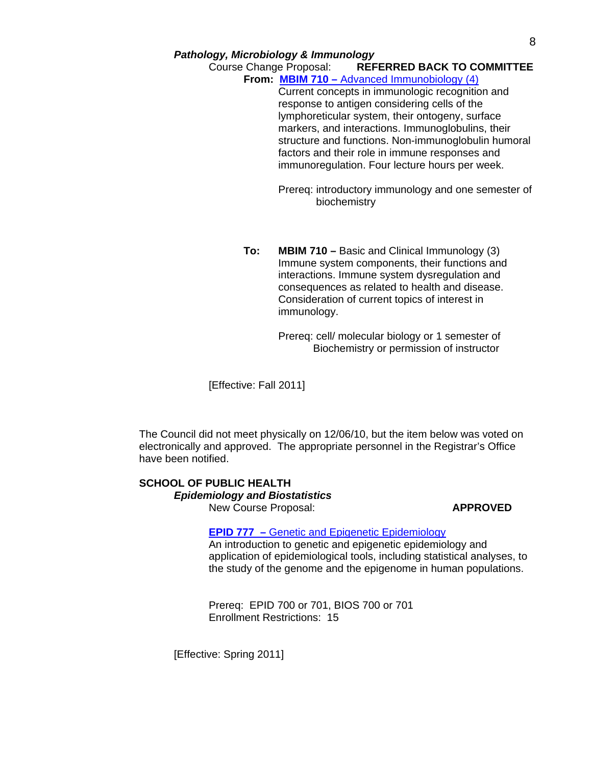*Pathology, Microbiology & Immunology*

Course Change Proposal: **REFERRED BACK TO COMMITTEE**

**From:** **MBIM 710 –** Advanced Immunobiology (4)

Current concepts in immunologic recognition and response to antigen considering cells of the lymphoreticular system, their ontogeny, surface markers, and interactions. Immunoglobulins, their structure and functions. Non-immunoglobulin humoral factors and their role in immune responses and immunoregulation. Four lecture hours per week.

Prereq: introductory immunology and one semester of biochemistry

**To:** **MBIM 710 –** Basic and Clinical Immunology (3)

Immune system components, their functions and interactions. Immune system dysregulation and consequences as related to health and disease. Consideration of current topics of interest in immunology.

Prereq: cell/ molecular biology or 1 semester of Biochemistry or permission of instructor

[Effective: Fall 2011]

The Council did not meet physically on 12/06/10, but the item below was voted on electronically and approved. The appropriate personnel in the Registrar's Office have been notified.

**SCHOOL OF PUBLIC HEALTH**

***Epidemiology and Biostatistics***

New Course Proposal: **APPROVED**

**EPID 777 –** Genetic and Epigenetic Epidemiology

An introduction to genetic and epigenetic epidemiology and application of epidemiological tools, including statistical analyses, to the study of the genome and the epigenome in human populations.

Prereq: EPID 700 or 701, BIOS 700 or 701

Enrollment Restrictions: 15

[Effective: Spring 2011]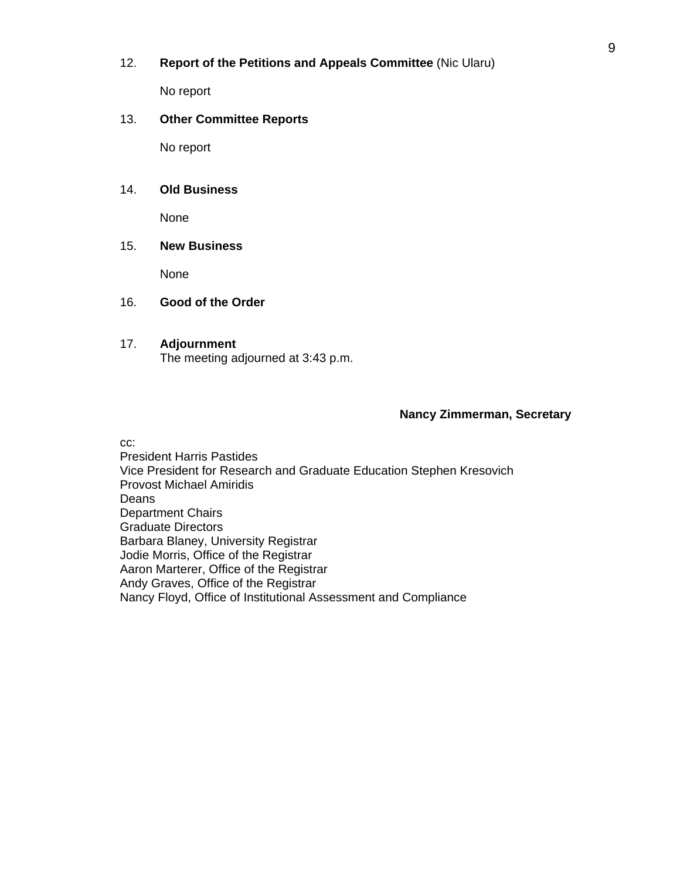12. **Report of the Petitions and Appeals Committee** (Nic Ularu)

    No report

13. **Other Committee Reports**

    No report

14. **Old Business**

    None

15. **New Business**

    None

16. **Good of the Order**

17. **Adjournment**
    The meeting adjourned at 3:43 p.m.

**Nancy Zimmerman, Secretary**

cc:
President Harris Pastides
Vice President for Research and Graduate Education Stephen Kresovich
Provost Michael Amiridis
Deans
Department Chairs
Graduate Directors
Barbara Blaney, University Registrar
Jodie Morris, Office of the Registrar
Aaron Marterer, Office of the Registrar
Andy Graves, Office of the Registrar
Nancy Floyd, Office of Institutional Assessment and Compliance